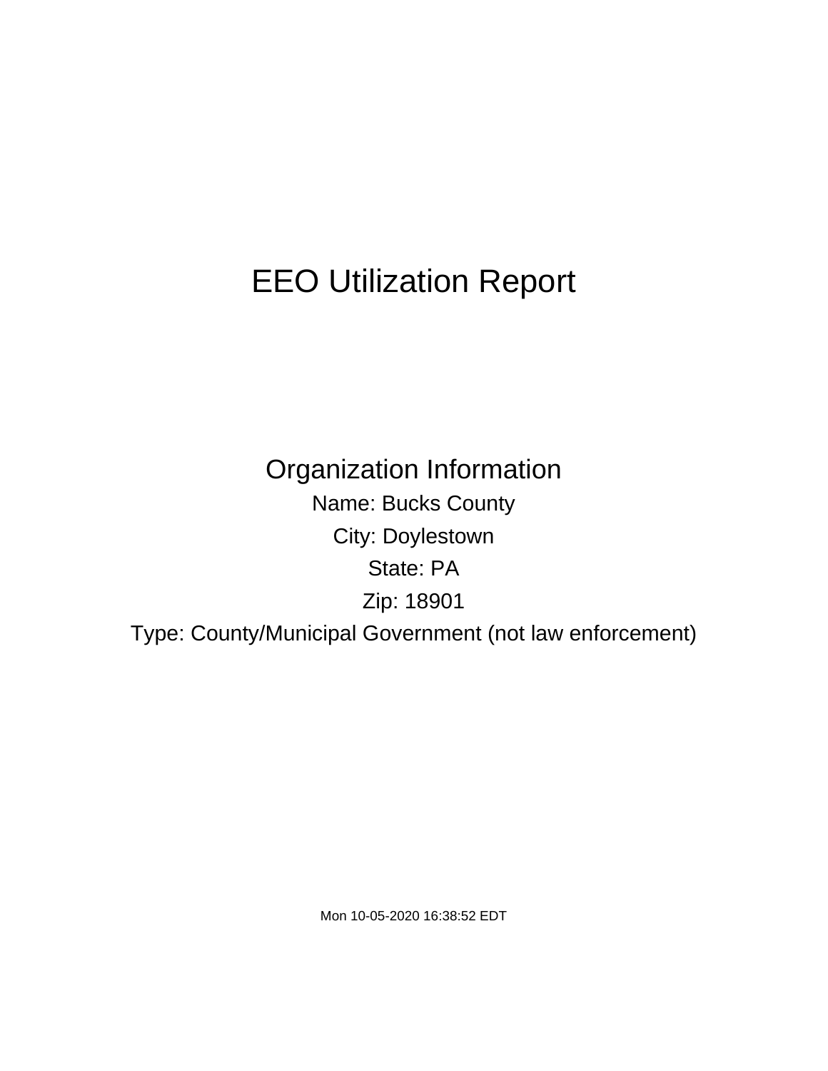# EEO Utilization Report

## Organization Information

Name: Bucks County

City: Doylestown

State: PA

Zip: 18901

Type: County/Municipal Government (not law enforcement)

Mon 10-05-2020 16:38:52 EDT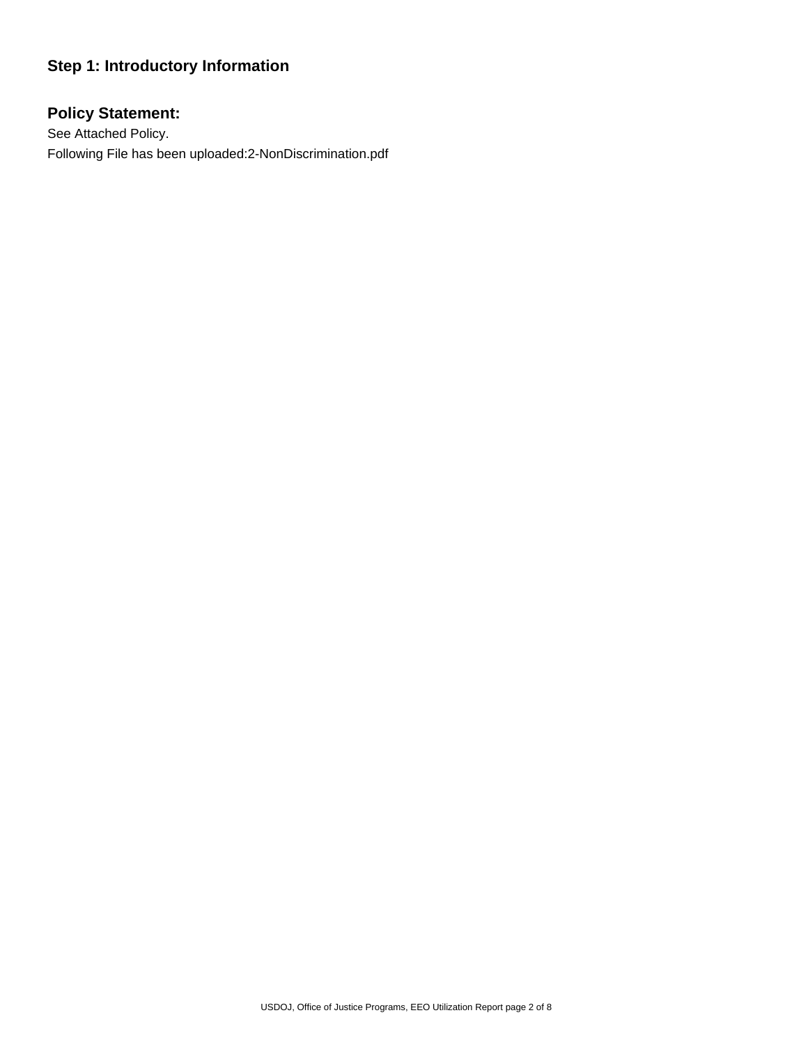## Step 1: Introductory Information

### Policy Statement:

See Attached Policy.

Following File has been uploaded:2-NonDiscrimination.pdf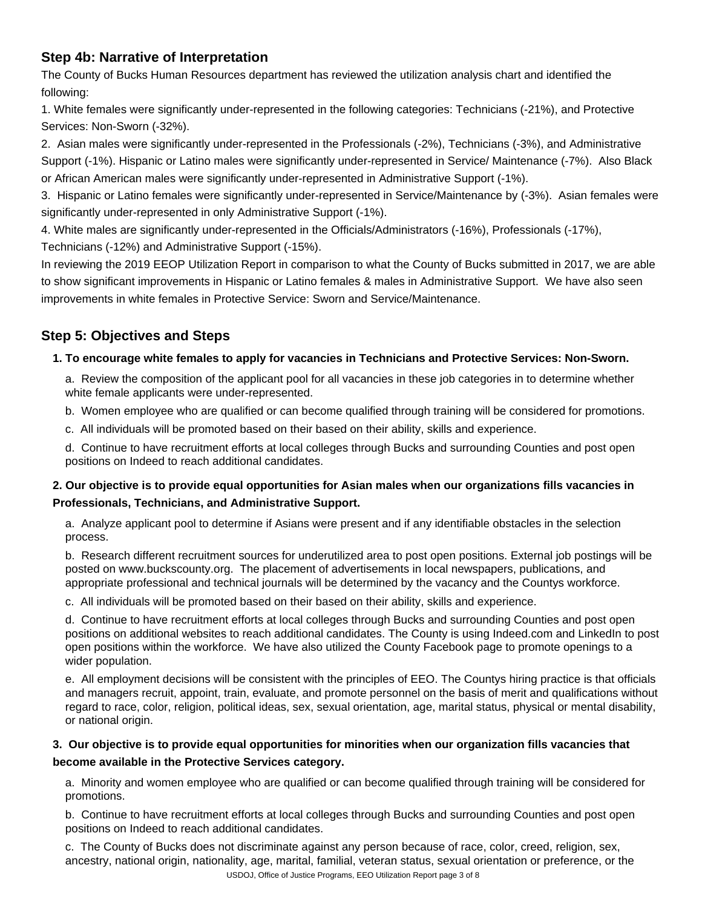## Step 4b: Narrative of Interpretation

The County of Bucks Human Resources department has reviewed the utilization analysis chart and identified the following:

1. White females were significantly under-represented in the following categories: Technicians (-21%), and Protective Services: Non-Sworn (-32%).
2. Asian males were significantly under-represented in the Professionals (-2%), Technicians (-3%), and Administrative Support (-1%). Hispanic or Latino males were significantly under-represented in Service/ Maintenance (-7%). Also Black or African American males were significantly under-represented in Administrative Support (-1%).
3. Hispanic or Latino females were significantly under-represented in Service/Maintenance by (-3%). Asian females were significantly under-represented in only Administrative Support (-1%).
4. White males are significantly under-represented in the Officials/Administrators (-16%), Professionals (-17%), Technicians (-12%) and Administrative Support (-15%).

In reviewing the 2019 EEOP Utilization Report in comparison to what the County of Bucks submitted in 2017, we are able to show significant improvements in Hispanic or Latino females & males in Administrative Support. We have also seen improvements in white females in Protective Service: Sworn and Service/Maintenance.

## Step 5: Objectives and Steps

**1. To encourage white females to apply for vacancies in Technicians and Protective Services: Non-Sworn.**

a. Review the composition of the applicant pool for all vacancies in these job categories in to determine whether white female applicants were under-represented.

b. Women employee who are qualified or can become qualified through training will be considered for promotions.

c. All individuals will be promoted based on their based on their ability, skills and experience.

d. Continue to have recruitment efforts at local colleges through Bucks and surrounding Counties and post open positions on Indeed to reach additional candidates.

**2. Our objective is to provide equal opportunities for Asian males when our organizations fills vacancies in Professionals, Technicians, and Administrative Support.**

a. Analyze applicant pool to determine if Asians were present and if any identifiable obstacles in the selection process.

b. Research different recruitment sources for underutilized area to post open positions. External job postings will be posted on www.buckscounty.org. The placement of advertisements in local newspapers, publications, and appropriate professional and technical journals will be determined by the vacancy and the Countys workforce.

c. All individuals will be promoted based on their based on their ability, skills and experience.

d. Continue to have recruitment efforts at local colleges through Bucks and surrounding Counties and post open positions on additional websites to reach additional candidates. The County is using Indeed.com and LinkedIn to post open positions within the workforce. We have also utilized the County Facebook page to promote openings to a wider population.

e. All employment decisions will be consistent with the principles of EEO. The Countys hiring practice is that officials and managers recruit, appoint, train, evaluate, and promote personnel on the basis of merit and qualifications without regard to race, color, religion, political ideas, sex, sexual orientation, age, marital status, physical or mental disability, or national origin.

**3. Our objective is to provide equal opportunities for minorities when our organization fills vacancies that become available in the Protective Services category.**

a. Minority and women employee who are qualified or can become qualified through training will be considered for promotions.

b. Continue to have recruitment efforts at local colleges through Bucks and surrounding Counties and post open positions on Indeed to reach additional candidates.

c. The County of Bucks does not discriminate against any person because of race, color, creed, religion, sex, ancestry, national origin, nationality, age, marital, familial, veteran status, sexual orientation or preference, or the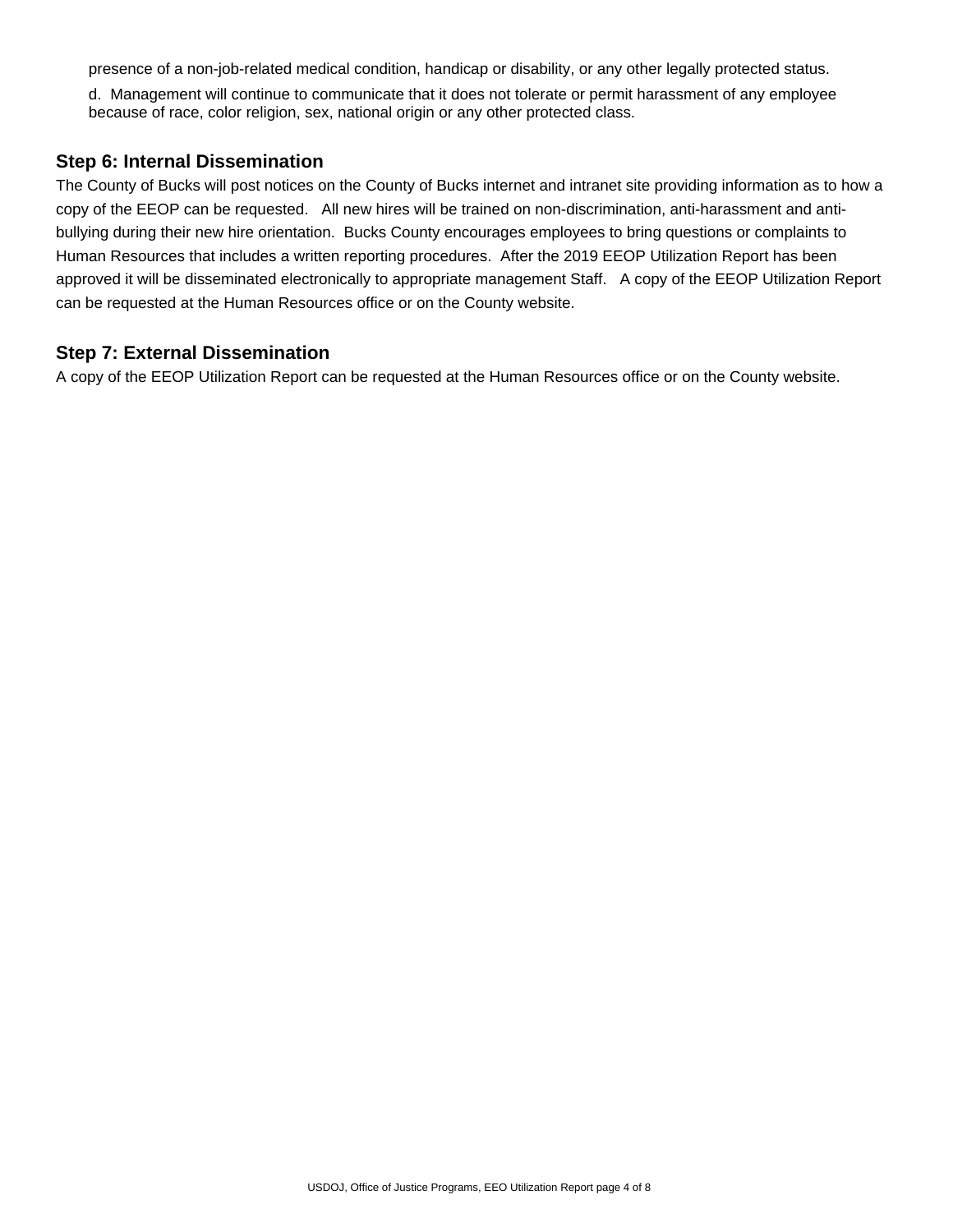presence of a non-job-related medical condition, handicap or disability, or any other legally protected status.

d. Management will continue to communicate that it does not tolerate or permit harassment of any employee because of race, color religion, sex, national origin or any other protected class.

## Step 6: Internal Dissemination

The County of Bucks will post notices on the County of Bucks internet and intranet site providing information as to how a copy of the EEOP can be requested. All new hires will be trained on non-discrimination, anti-harassment and anti-bullying during their new hire orientation. Bucks County encourages employees to bring questions or complaints to Human Resources that includes a written reporting procedures. After the 2019 EEOP Utilization Report has been approved it will be disseminated electronically to appropriate management Staff. A copy of the EEOP Utilization Report can be requested at the Human Resources office or on the County website.

## Step 7: External Dissemination

A copy of the EEOP Utilization Report can be requested at the Human Resources office or on the County website.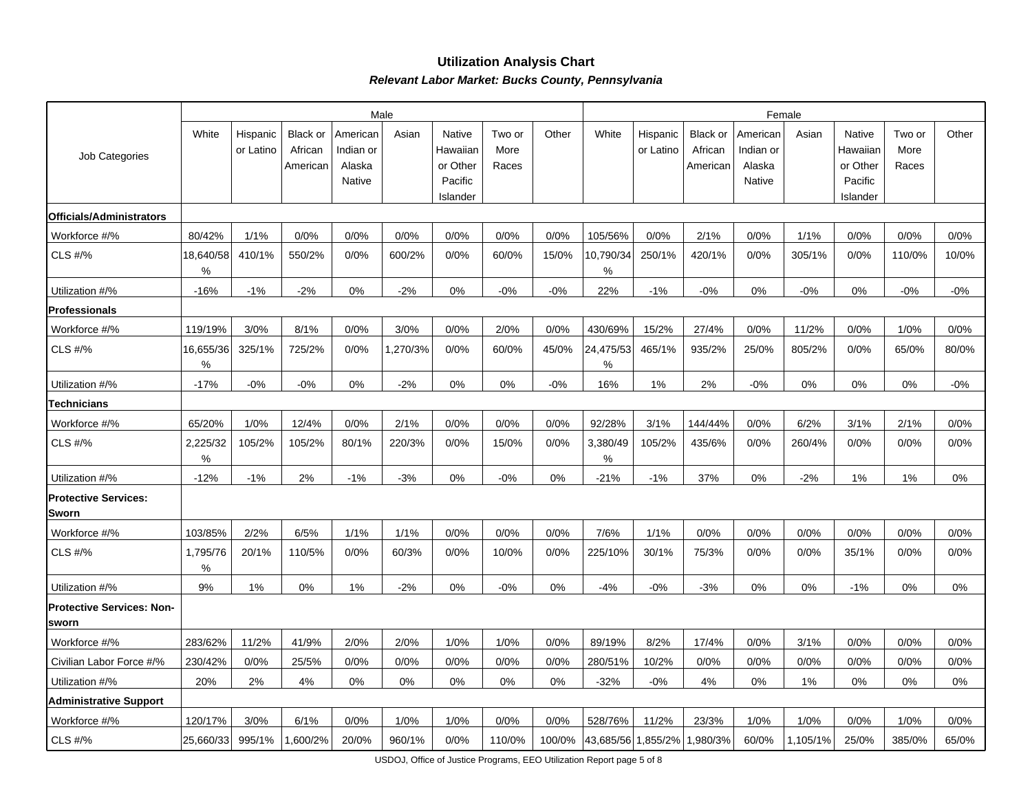## Utilization Analysis Chart

***Relevant Labor Market: Bucks County, Pennsylvania***

| Job Categories | Male | | | | | | | | Female | | | | | | | |
|---|---|---|---|---|---|---|---|---|---|---|---|---|---|---|---|---|
| | White | Hispanic or Latino | Black or African American | American Indian or Alaska Native | Asian | Native Hawaiian or Other Pacific Islander | Two or More Races | Other | White | Hispanic or Latino | Black or African American | American Indian or Alaska Native | Asian | Native Hawaiian or Other Pacific Islander | Two or More Races | Other |
| **Officials/Administrators** | | | | | | | | | | | | | | | | |
| Workforce #/% | 80/42% | 1/1% | 0/0% | 0/0% | 0/0% | 0/0% | 0/0% | 0/0% | 105/56% | 0/0% | 2/1% | 0/0% | 1/1% | 0/0% | 0/0% | 0/0% |
| CLS #/% | 18,640/58% | 410/1% | 550/2% | 0/0% | 600/2% | 0/0% | 60/0% | 15/0% | 10,790/34% | 250/1% | 420/1% | 0/0% | 305/1% | 0/0% | 110/0% | 10/0% |
| Utilization #/% | -16% | -1% | -2% | 0% | -2% | 0% | -0% | -0% | 22% | -1% | -0% | 0% | -0% | 0% | -0% | -0% |
| **Professionals** | | | | | | | | | | | | | | | | |
| Workforce #/% | 119/19% | 3/0% | 8/1% | 0/0% | 3/0% | 0/0% | 2/0% | 0/0% | 430/69% | 15/2% | 27/4% | 0/0% | 11/2% | 0/0% | 1/0% | 0/0% |
| CLS #/% | 16,655/36% | 325/1% | 725/2% | 0/0% | 1,270/3% | 0/0% | 60/0% | 45/0% | 24,475/53% | 465/1% | 935/2% | 25/0% | 805/2% | 0/0% | 65/0% | 80/0% |
| Utilization #/% | -17% | -0% | -0% | 0% | -2% | 0% | 0% | -0% | 16% | 1% | 2% | -0% | 0% | 0% | 0% | -0% |
| **Technicians** | | | | | | | | | | | | | | | | |
| Workforce #/% | 65/20% | 1/0% | 12/4% | 0/0% | 2/1% | 0/0% | 0/0% | 0/0% | 92/28% | 3/1% | 144/44% | 0/0% | 6/2% | 3/1% | 2/1% | 0/0% |
| CLS #/% | 2,225/32% | 105/2% | 105/2% | 80/1% | 220/3% | 0/0% | 15/0% | 0/0% | 3,380/49% | 105/2% | 435/6% | 0/0% | 260/4% | 0/0% | 0/0% | 0/0% |
| Utilization #/% | -12% | -1% | 2% | -1% | -3% | 0% | -0% | 0% | -21% | -1% | 37% | 0% | -2% | 1% | 1% | 0% |
| **Protective Services: Sworn** | | | | | | | | | | | | | | | | |
| Workforce #/% | 103/85% | 2/2% | 6/5% | 1/1% | 1/1% | 0/0% | 0/0% | 0/0% | 7/6% | 1/1% | 0/0% | 0/0% | 0/0% | 0/0% | 0/0% | 0/0% |
| CLS #/% | 1,795/76% | 20/1% | 110/5% | 0/0% | 60/3% | 0/0% | 10/0% | 0/0% | 225/10% | 30/1% | 75/3% | 0/0% | 0/0% | 35/1% | 0/0% | 0/0% |
| Utilization #/% | 9% | 1% | 0% | 1% | -2% | 0% | -0% | 0% | -4% | -0% | -3% | 0% | 0% | -1% | 0% | 0% |
| **Protective Services: Non-sworn** | | | | | | | | | | | | | | | | |
| Workforce #/% | 283/62% | 11/2% | 41/9% | 2/0% | 2/0% | 1/0% | 1/0% | 0/0% | 89/19% | 8/2% | 17/4% | 0/0% | 3/1% | 0/0% | 0/0% | 0/0% |
| Civilian Labor Force #/% | 230/42% | 0/0% | 25/5% | 0/0% | 0/0% | 0/0% | 0/0% | 0/0% | 280/51% | 10/2% | 0/0% | 0/0% | 0/0% | 0/0% | 0/0% | 0/0% |
| Utilization #/% | 20% | 2% | 4% | 0% | 0% | 0% | 0% | 0% | -32% | -0% | 4% | 0% | 1% | 0% | 0% | 0% |
| **Administrative Support** | | | | | | | | | | | | | | | | |
| Workforce #/% | 120/17% | 3/0% | 6/1% | 0/0% | 1/0% | 1/0% | 0/0% | 0/0% | 528/76% | 11/2% | 23/3% | 1/0% | 1/0% | 0/0% | 1/0% | 0/0% |
| CLS #/% | 25,660/33 | 995/1% | 1,600/2% | 20/0% | 960/1% | 0/0% | 110/0% | 100/0% | 43,685/56 | 1,855/2% | 1,980/3% | 60/0% | 1,105/1% | 25/0% | 385/0% | 65/0% |

USDOJ, Office of Justice Programs, EEO Utilization Report page 5 of 8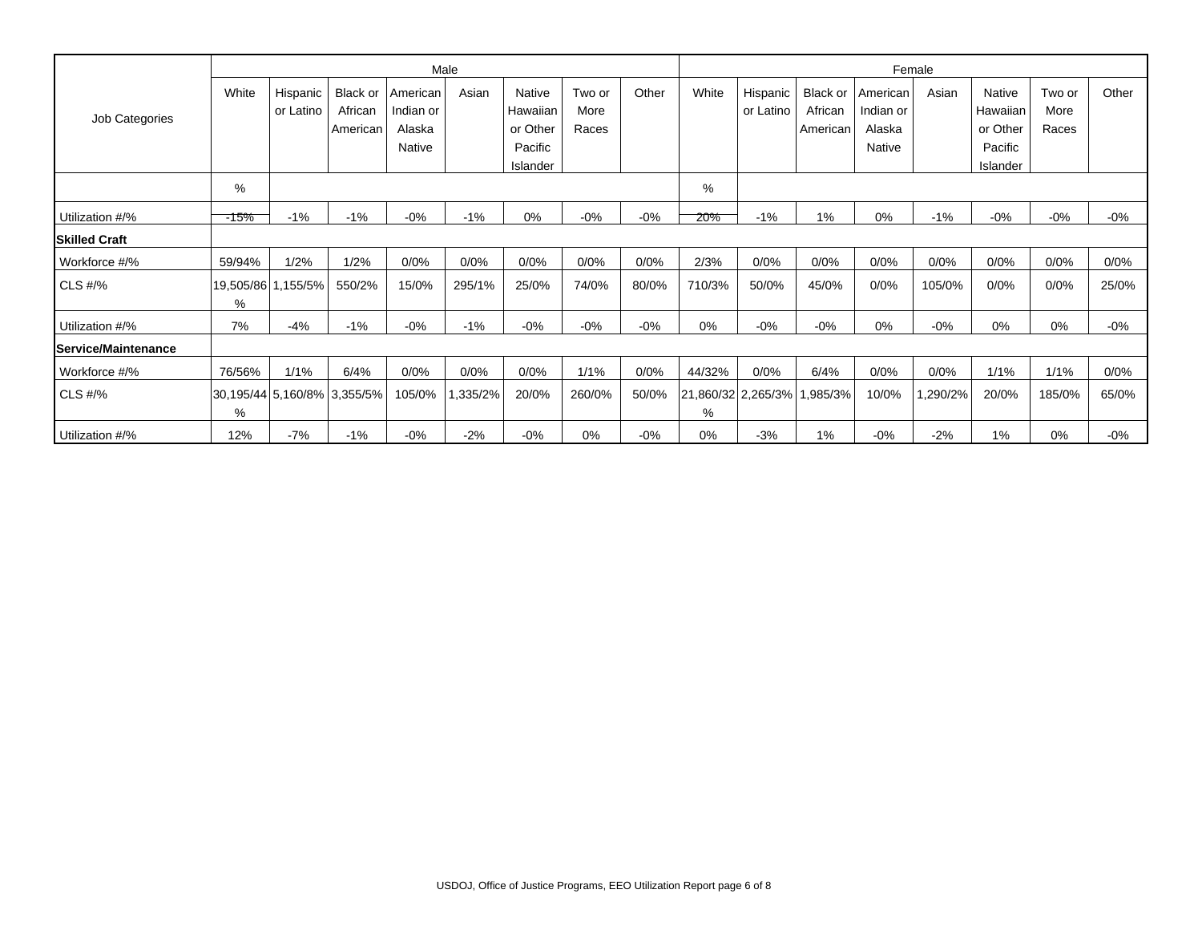| Job Categories | Male | | | | | | | | Female | | | | | | | |
|---|---|---|---|---|---|---|---|---|---|---|---|---|---|---|---|---|
| | White | Hispanic or Latino | Black or African American | American Indian or Alaska Native | Asian | Native Hawaiian or Other Pacific Islander | Two or More Races | Other | White | Hispanic or Latino | Black or African American | American Indian or Alaska Native | Asian | Native Hawaiian or Other Pacific Islander | Two or More Races | Other |
| | % | | | | | | | | % | | | | | | | |
| Utilization #/% | -15% | -1% | -1% | -0% | -1% | 0% | -0% | -0% | 20% | -1% | 1% | 0% | -1% | -0% | -0% | -0% |
| **Skilled Craft** | | | | | | | | | | | | | | | | |
| Workforce #/% | 59/94% | 1/2% | 1/2% | 0/0% | 0/0% | 0/0% | 0/0% | 0/0% | 2/3% | 0/0% | 0/0% | 0/0% | 0/0% | 0/0% | 0/0% | 0/0% |
| CLS #/% | 19,505/86% | 1,155/5% | 550/2% | 15/0% | 295/1% | 25/0% | 74/0% | 80/0% | 710/3% | 50/0% | 45/0% | 0/0% | 105/0% | 0/0% | 0/0% | 25/0% |
| Utilization #/% | 7% | -4% | -1% | -0% | -1% | -0% | -0% | -0% | 0% | -0% | -0% | 0% | -0% | 0% | 0% | -0% |
| **Service/Maintenance** | | | | | | | | | | | | | | | | |
| Workforce #/% | 76/56% | 1/1% | 6/4% | 0/0% | 0/0% | 0/0% | 1/1% | 0/0% | 44/32% | 0/0% | 6/4% | 0/0% | 0/0% | 1/1% | 1/1% | 0/0% |
| CLS #/% | 30,195/44% | 5,160/8% | 3,355/5% | 105/0% | 1,335/2% | 20/0% | 260/0% | 50/0% | 21,860/32% | 2,265/3% | 1,985/3% | 10/0% | 1,290/2% | 20/0% | 185/0% | 65/0% |
| Utilization #/% | 12% | -7% | -1% | -0% | -2% | -0% | 0% | -0% | 0% | -3% | 1% | -0% | -2% | 1% | 0% | -0% |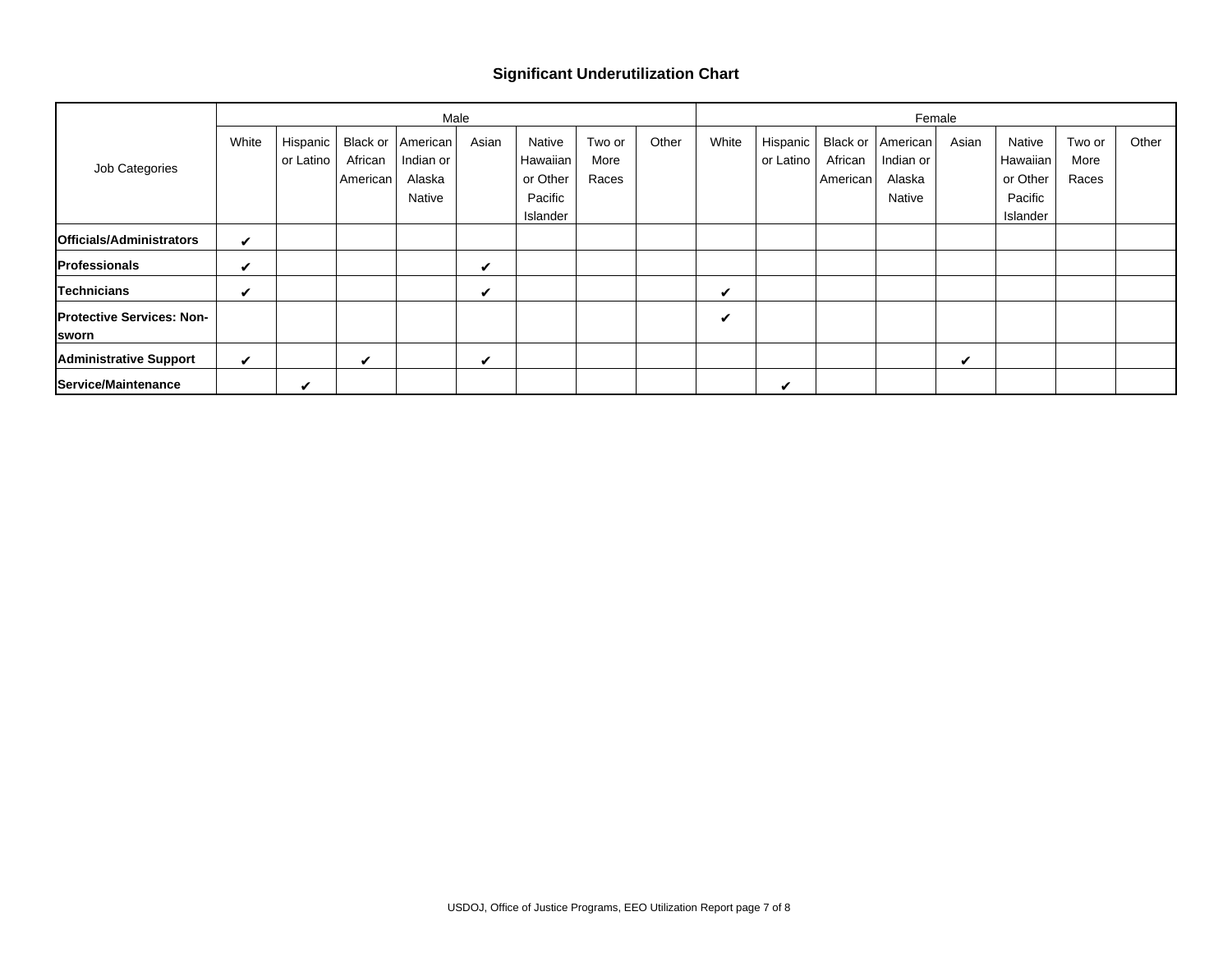## Significant Underutilization Chart

| Job Categories | Male | | | | | | | | Female | | | | | | | |
|---|---|---|---|---|---|---|---|---|---|---|---|---|---|---|---|---|
| | White | Hispanic or Latino | Black or African American | American Indian or Alaska Native | Asian | Native Hawaiian or Other Pacific Islander | Two or More Races | Other | White | Hispanic or Latino | Black or African American | American Indian or Alaska Native | Asian | Native Hawaiian or Other Pacific Islander | Two or More Races | Other |
| **Officials/Administrators** | ✔ | | | | | | | | | | | | | | | |
| **Professionals** | ✔ | | | | ✔ | | | | | | | | | | | |
| **Technicians** | ✔ | | | | ✔ | | | | ✔ | | | | | | | |
| **Protective Services: Non-sworn** | | | | | | | | | ✔ | | | | | | | |
| **Administrative Support** | ✔ | | ✔ | | ✔ | | | | | | | | ✔ | | | |
| **Service/Maintenance** | | ✔ | | | | | | | | ✔ | | | | | | |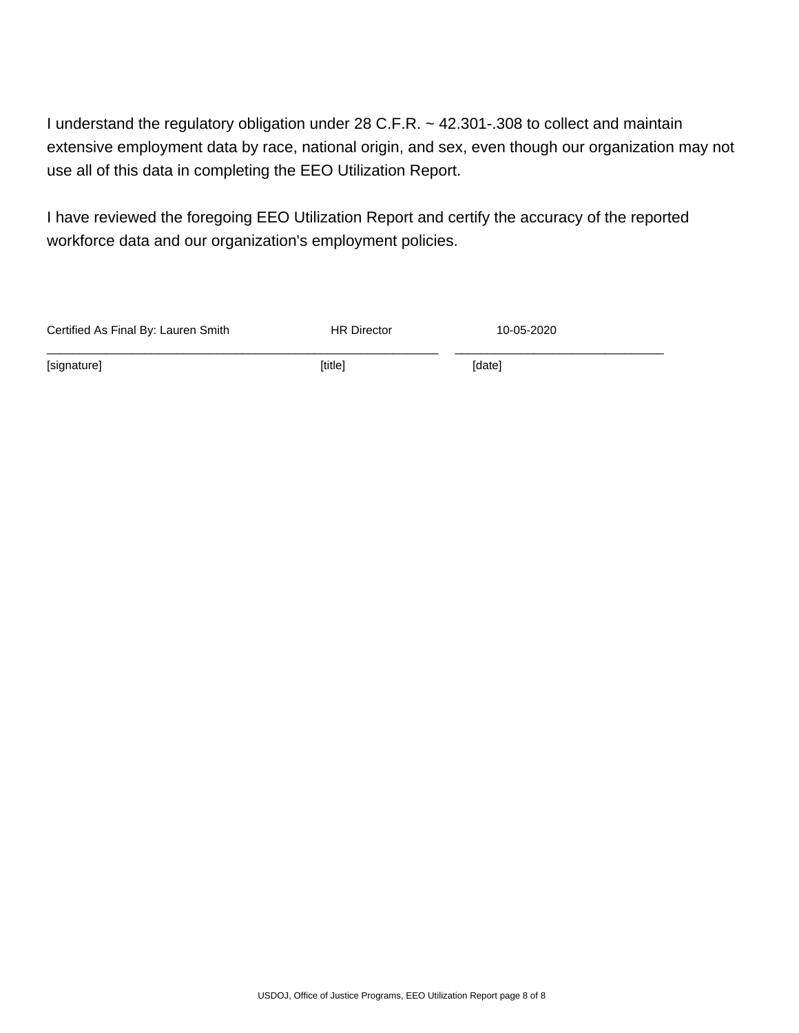I understand the regulatory obligation under 28 C.F.R. ~ 42.301-.308 to collect and maintain extensive employment data by race, national origin, and sex, even though our organization may not use all of this data in completing the EEO Utilization Report.

I have reviewed the foregoing EEO Utilization Report and certify the accuracy of the reported workforce data and our organization's employment policies.

Certified As Final By: Lauren Smith HR Director 10-05-2020

[signature] [title] [date]